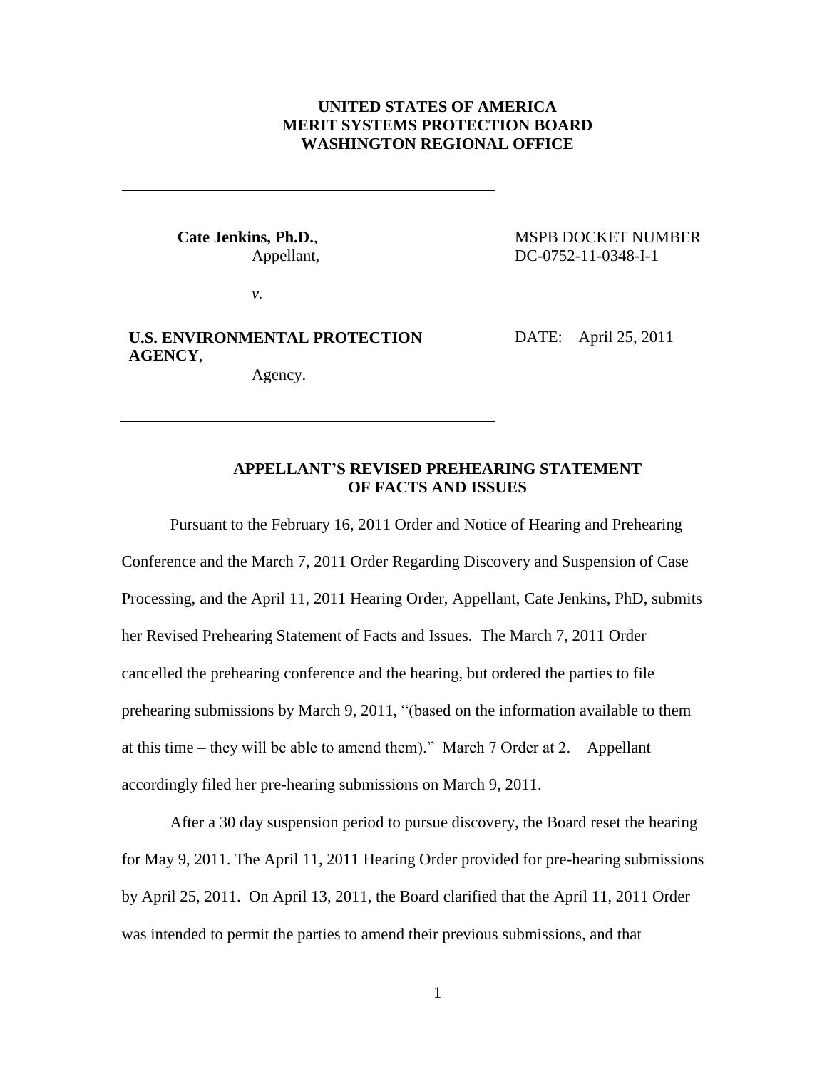**UNITED STATES OF AMERICA**
**MERIT SYSTEMS PROTECTION BOARD**
**WASHINGTON REGIONAL OFFICE**

| | |
|---|---|
| **Cate Jenkins, Ph.D.**,<br>Appellant,<br><br>*v.*<br><br>**U.S. ENVIRONMENTAL PROTECTION AGENCY**,<br>Agency. | MSPB DOCKET NUMBER<br>DC-0752-11-0348-I-1<br><br>DATE: April 25, 2011 |

**APPELLANT'S REVISED PREHEARING STATEMENT OF FACTS AND ISSUES**

Pursuant to the February 16, 2011 Order and Notice of Hearing and Prehearing Conference and the March 7, 2011 Order Regarding Discovery and Suspension of Case Processing, and the April 11, 2011 Hearing Order, Appellant, Cate Jenkins, PhD, submits her Revised Prehearing Statement of Facts and Issues. The March 7, 2011 Order cancelled the prehearing conference and the hearing, but ordered the parties to file prehearing submissions by March 9, 2011, "(based on the information available to them at this time – they will be able to amend them)." March 7 Order at 2. Appellant accordingly filed her pre-hearing submissions on March 9, 2011.

After a 30 day suspension period to pursue discovery, the Board reset the hearing for May 9, 2011. The April 11, 2011 Hearing Order provided for pre-hearing submissions by April 25, 2011. On April 13, 2011, the Board clarified that the April 11, 2011 Order was intended to permit the parties to amend their previous submissions, and that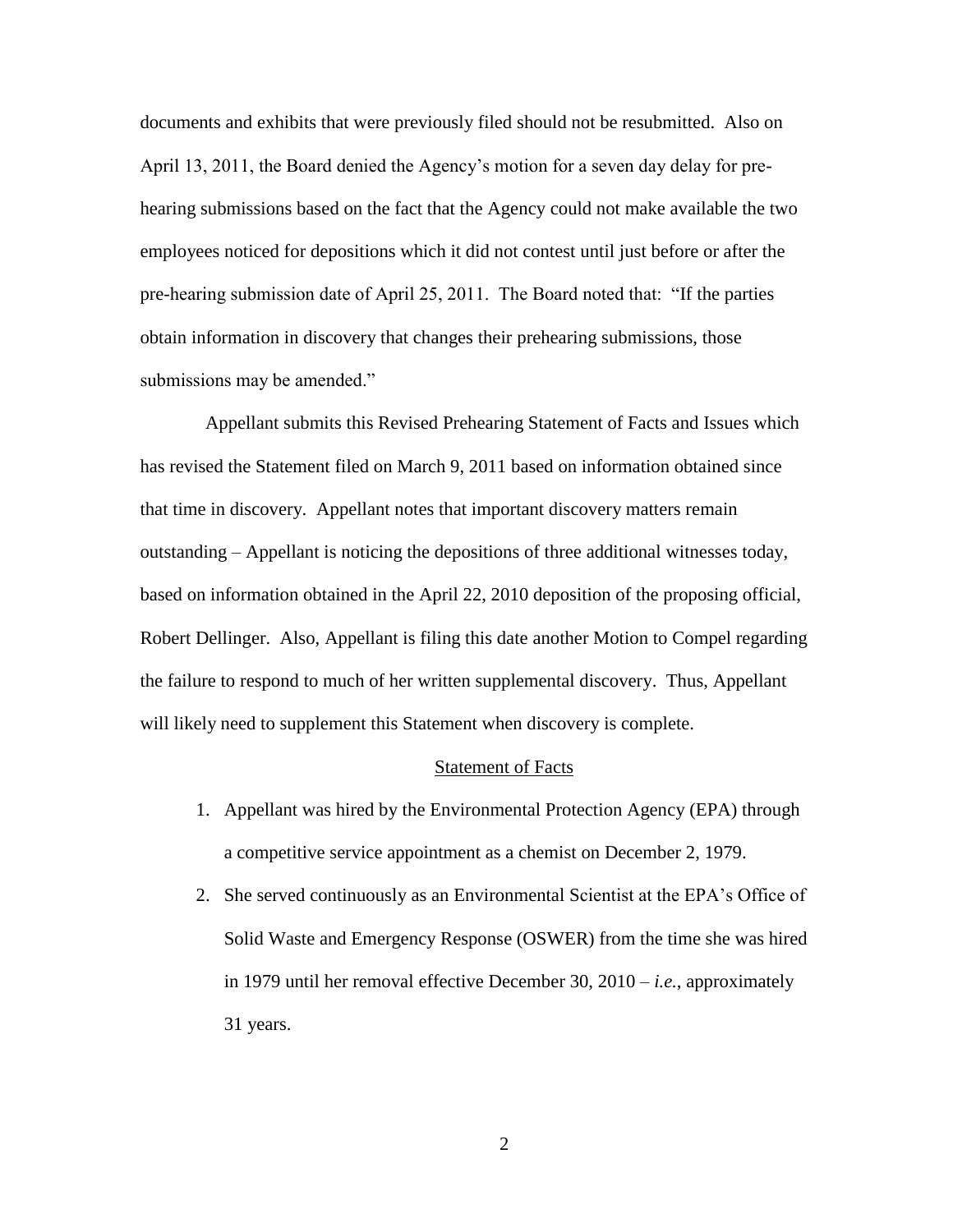documents and exhibits that were previously filed should not be resubmitted. Also on April 13, 2011, the Board denied the Agency's motion for a seven day delay for pre-hearing submissions based on the fact that the Agency could not make available the two employees noticed for depositions which it did not contest until just before or after the pre-hearing submission date of April 25, 2011. The Board noted that: "If the parties obtain information in discovery that changes their prehearing submissions, those submissions may be amended."

Appellant submits this Revised Prehearing Statement of Facts and Issues which has revised the Statement filed on March 9, 2011 based on information obtained since that time in discovery. Appellant notes that important discovery matters remain outstanding – Appellant is noticing the depositions of three additional witnesses today, based on information obtained in the April 22, 2010 deposition of the proposing official, Robert Dellinger. Also, Appellant is filing this date another Motion to Compel regarding the failure to respond to much of her written supplemental discovery. Thus, Appellant will likely need to supplement this Statement when discovery is complete.

## Statement of Facts

1. Appellant was hired by the Environmental Protection Agency (EPA) through a competitive service appointment as a chemist on December 2, 1979.
2. She served continuously as an Environmental Scientist at the EPA's Office of Solid Waste and Emergency Response (OSWER) from the time she was hired in 1979 until her removal effective December 30, 2010 – *i.e.*, approximately 31 years.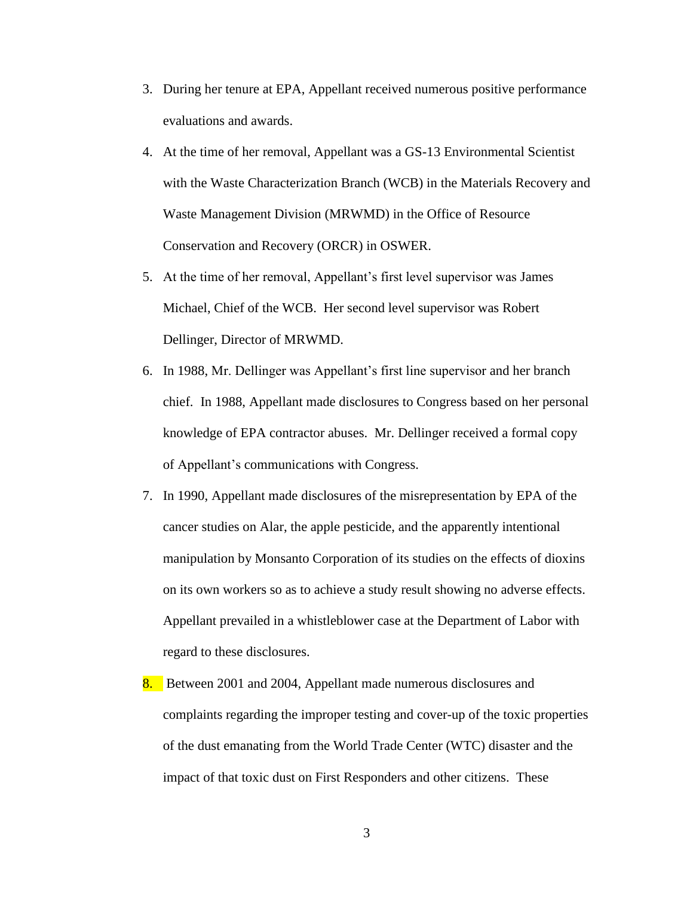3. During her tenure at EPA, Appellant received numerous positive performance evaluations and awards.

4. At the time of her removal, Appellant was a GS-13 Environmental Scientist with the Waste Characterization Branch (WCB) in the Materials Recovery and Waste Management Division (MRWMD) in the Office of Resource Conservation and Recovery (ORCR) in OSWER.

5. At the time of her removal, Appellant's first level supervisor was James Michael, Chief of the WCB. Her second level supervisor was Robert Dellinger, Director of MRWMD.

6. In 1988, Mr. Dellinger was Appellant's first line supervisor and her branch chief. In 1988, Appellant made disclosures to Congress based on her personal knowledge of EPA contractor abuses. Mr. Dellinger received a formal copy of Appellant's communications with Congress.

7. In 1990, Appellant made disclosures of the misrepresentation by EPA of the cancer studies on Alar, the apple pesticide, and the apparently intentional manipulation by Monsanto Corporation of its studies on the effects of dioxins on its own workers so as to achieve a study result showing no adverse effects. Appellant prevailed in a whistleblower case at the Department of Labor with regard to these disclosures.

8. Between 2001 and 2004, Appellant made numerous disclosures and complaints regarding the improper testing and cover-up of the toxic properties of the dust emanating from the World Trade Center (WTC) disaster and the impact of that toxic dust on First Responders and other citizens. These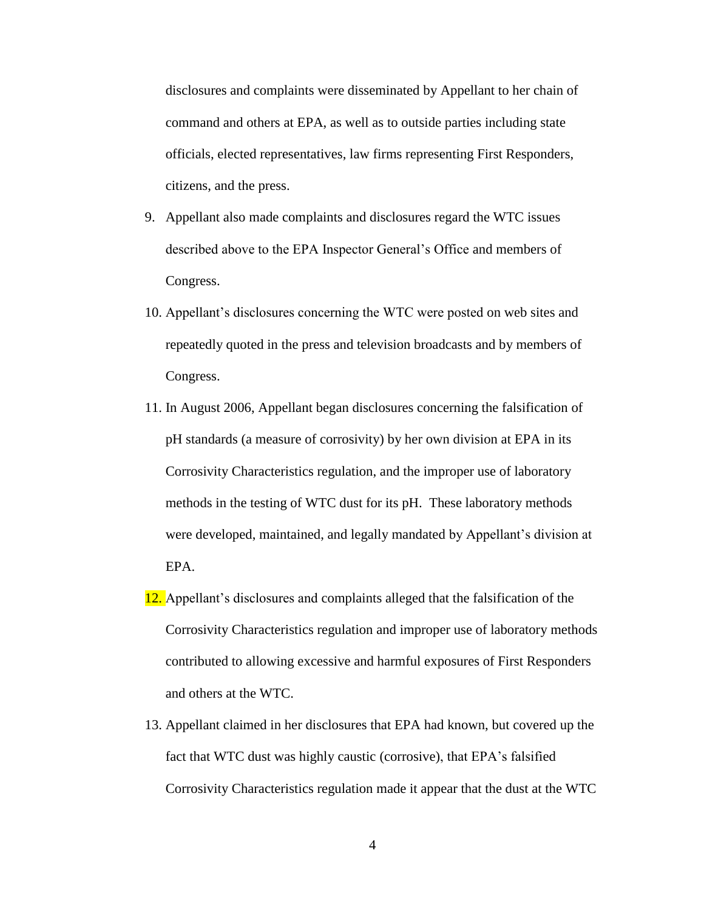disclosures and complaints were disseminated by Appellant to her chain of command and others at EPA, as well as to outside parties including state officials, elected representatives, law firms representing First Responders, citizens, and the press.

9. Appellant also made complaints and disclosures regard the WTC issues described above to the EPA Inspector General's Office and members of Congress.

10. Appellant's disclosures concerning the WTC were posted on web sites and repeatedly quoted in the press and television broadcasts and by members of Congress.

11. In August 2006, Appellant began disclosures concerning the falsification of pH standards (a measure of corrosivity) by her own division at EPA in its Corrosivity Characteristics regulation, and the improper use of laboratory methods in the testing of WTC dust for its pH. These laboratory methods were developed, maintained, and legally mandated by Appellant's division at EPA.

12. Appellant's disclosures and complaints alleged that the falsification of the Corrosivity Characteristics regulation and improper use of laboratory methods contributed to allowing excessive and harmful exposures of First Responders and others at the WTC.

13. Appellant claimed in her disclosures that EPA had known, but covered up the fact that WTC dust was highly caustic (corrosive), that EPA's falsified Corrosivity Characteristics regulation made it appear that the dust at the WTC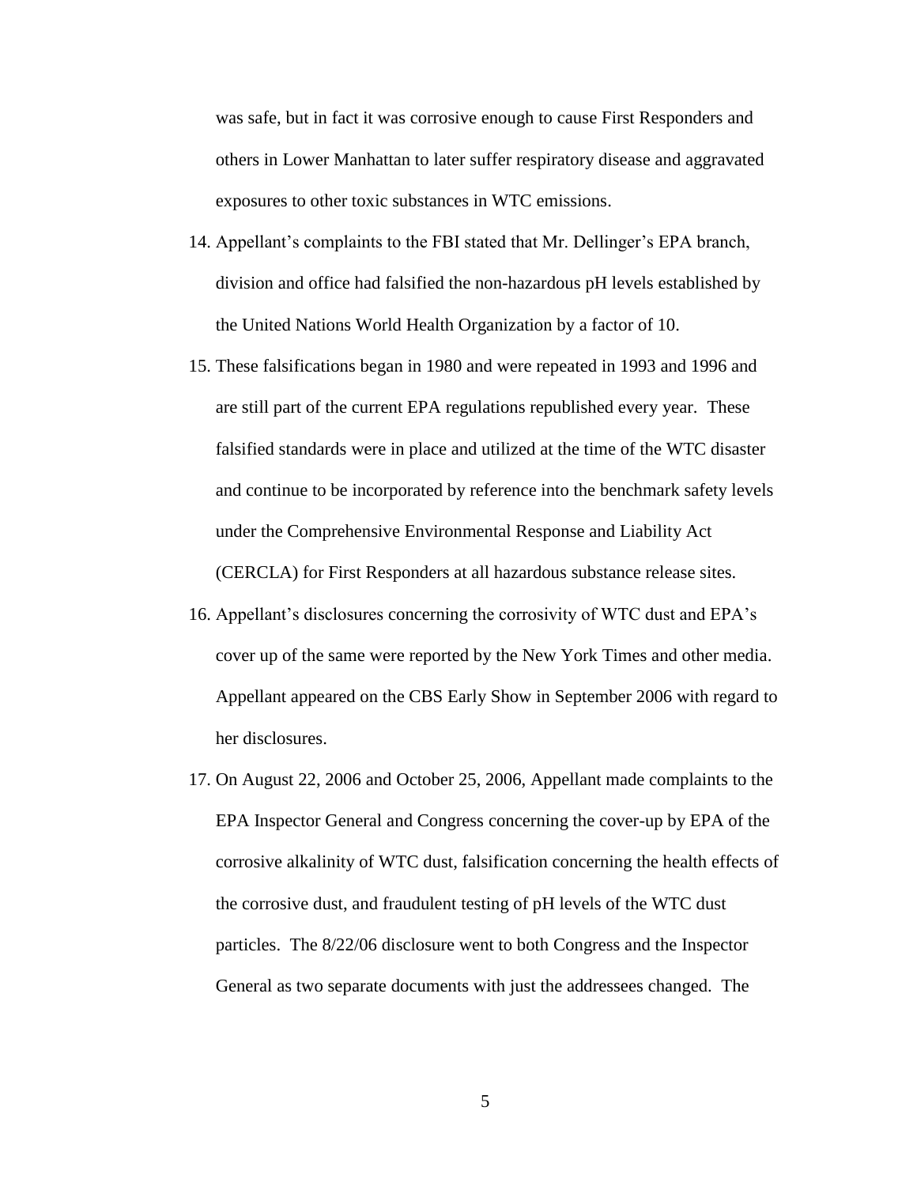was safe, but in fact it was corrosive enough to cause First Responders and others in Lower Manhattan to later suffer respiratory disease and aggravated exposures to other toxic substances in WTC emissions.

14. Appellant's complaints to the FBI stated that Mr. Dellinger's EPA branch, division and office had falsified the non-hazardous pH levels established by the United Nations World Health Organization by a factor of 10.
15. These falsifications began in 1980 and were repeated in 1993 and 1996 and are still part of the current EPA regulations republished every year. These falsified standards were in place and utilized at the time of the WTC disaster and continue to be incorporated by reference into the benchmark safety levels under the Comprehensive Environmental Response and Liability Act (CERCLA) for First Responders at all hazardous substance release sites.
16. Appellant's disclosures concerning the corrosivity of WTC dust and EPA's cover up of the same were reported by the New York Times and other media. Appellant appeared on the CBS Early Show in September 2006 with regard to her disclosures.
17. On August 22, 2006 and October 25, 2006, Appellant made complaints to the EPA Inspector General and Congress concerning the cover-up by EPA of the corrosive alkalinity of WTC dust, falsification concerning the health effects of the corrosive dust, and fraudulent testing of pH levels of the WTC dust particles. The 8/22/06 disclosure went to both Congress and the Inspector General as two separate documents with just the addressees changed. The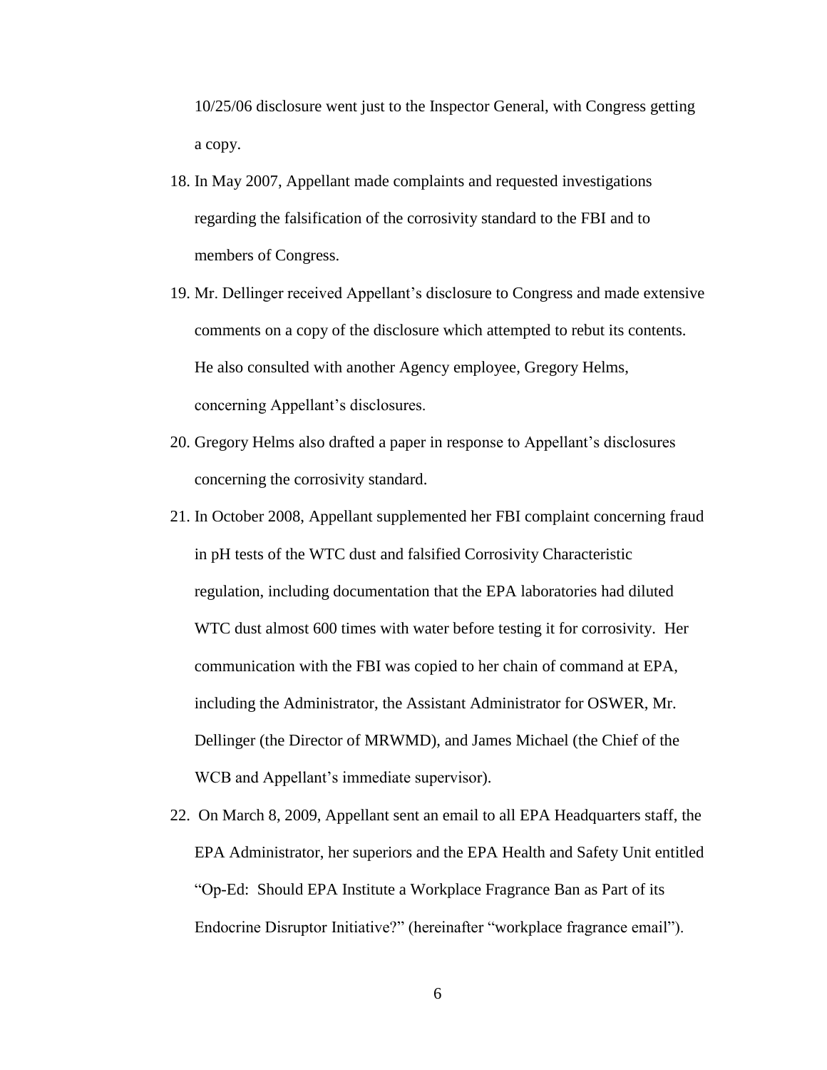10/25/06 disclosure went just to the Inspector General, with Congress getting a copy.

18. In May 2007, Appellant made complaints and requested investigations regarding the falsification of the corrosivity standard to the FBI and to members of Congress.
19. Mr. Dellinger received Appellant's disclosure to Congress and made extensive comments on a copy of the disclosure which attempted to rebut its contents. He also consulted with another Agency employee, Gregory Helms, concerning Appellant's disclosures.
20. Gregory Helms also drafted a paper in response to Appellant's disclosures concerning the corrosivity standard.
21. In October 2008, Appellant supplemented her FBI complaint concerning fraud in pH tests of the WTC dust and falsified Corrosivity Characteristic regulation, including documentation that the EPA laboratories had diluted WTC dust almost 600 times with water before testing it for corrosivity. Her communication with the FBI was copied to her chain of command at EPA, including the Administrator, the Assistant Administrator for OSWER, Mr. Dellinger (the Director of MRWMD), and James Michael (the Chief of the WCB and Appellant's immediate supervisor).
22. On March 8, 2009, Appellant sent an email to all EPA Headquarters staff, the EPA Administrator, her superiors and the EPA Health and Safety Unit entitled "Op-Ed: Should EPA Institute a Workplace Fragrance Ban as Part of its Endocrine Disruptor Initiative?" (hereinafter "workplace fragrance email").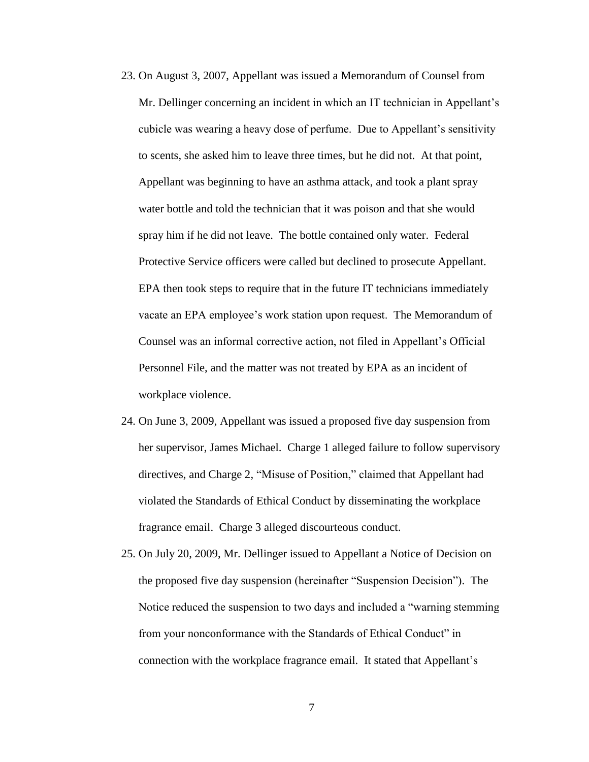23. On August 3, 2007, Appellant was issued a Memorandum of Counsel from Mr. Dellinger concerning an incident in which an IT technician in Appellant's cubicle was wearing a heavy dose of perfume. Due to Appellant's sensitivity to scents, she asked him to leave three times, but he did not. At that point, Appellant was beginning to have an asthma attack, and took a plant spray water bottle and told the technician that it was poison and that she would spray him if he did not leave. The bottle contained only water. Federal Protective Service officers were called but declined to prosecute Appellant. EPA then took steps to require that in the future IT technicians immediately vacate an EPA employee's work station upon request. The Memorandum of Counsel was an informal corrective action, not filed in Appellant's Official Personnel File, and the matter was not treated by EPA as an incident of workplace violence.

24. On June 3, 2009, Appellant was issued a proposed five day suspension from her supervisor, James Michael. Charge 1 alleged failure to follow supervisory directives, and Charge 2, "Misuse of Position," claimed that Appellant had violated the Standards of Ethical Conduct by disseminating the workplace fragrance email. Charge 3 alleged discourteous conduct.

25. On July 20, 2009, Mr. Dellinger issued to Appellant a Notice of Decision on the proposed five day suspension (hereinafter "Suspension Decision"). The Notice reduced the suspension to two days and included a "warning stemming from your nonconformance with the Standards of Ethical Conduct" in connection with the workplace fragrance email. It stated that Appellant's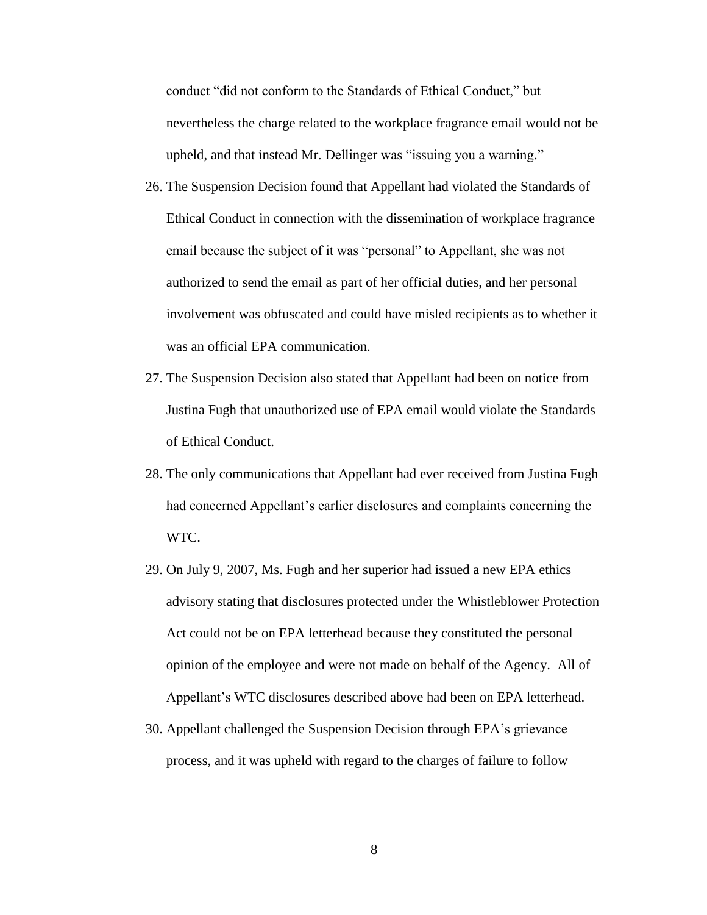conduct "did not conform to the Standards of Ethical Conduct," but nevertheless the charge related to the workplace fragrance email would not be upheld, and that instead Mr. Dellinger was "issuing you a warning."

26. The Suspension Decision found that Appellant had violated the Standards of Ethical Conduct in connection with the dissemination of workplace fragrance email because the subject of it was "personal" to Appellant, she was not authorized to send the email as part of her official duties, and her personal involvement was obfuscated and could have misled recipients as to whether it was an official EPA communication.
27. The Suspension Decision also stated that Appellant had been on notice from Justina Fugh that unauthorized use of EPA email would violate the Standards of Ethical Conduct.
28. The only communications that Appellant had ever received from Justina Fugh had concerned Appellant's earlier disclosures and complaints concerning the WTC.
29. On July 9, 2007, Ms. Fugh and her superior had issued a new EPA ethics advisory stating that disclosures protected under the Whistleblower Protection Act could not be on EPA letterhead because they constituted the personal opinion of the employee and were not made on behalf of the Agency. All of Appellant's WTC disclosures described above had been on EPA letterhead.
30. Appellant challenged the Suspension Decision through EPA's grievance process, and it was upheld with regard to the charges of failure to follow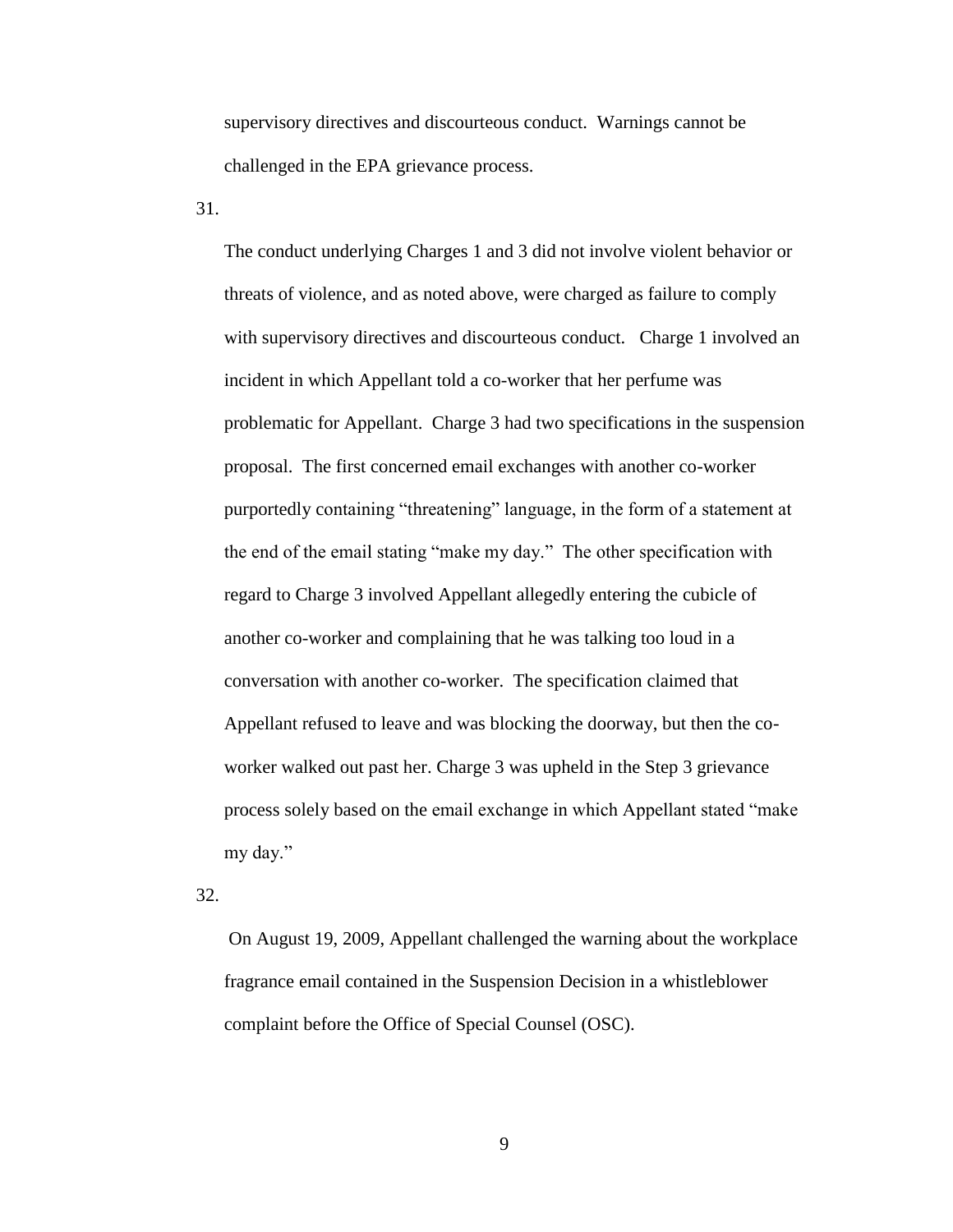supervisory directives and discourteous conduct. Warnings cannot be challenged in the EPA grievance process.

31.

The conduct underlying Charges 1 and 3 did not involve violent behavior or threats of violence, and as noted above, were charged as failure to comply with supervisory directives and discourteous conduct. Charge 1 involved an incident in which Appellant told a co-worker that her perfume was problematic for Appellant. Charge 3 had two specifications in the suspension proposal. The first concerned email exchanges with another co-worker purportedly containing "threatening" language, in the form of a statement at the end of the email stating "make my day." The other specification with regard to Charge 3 involved Appellant allegedly entering the cubicle of another co-worker and complaining that he was talking too loud in a conversation with another co-worker. The specification claimed that Appellant refused to leave and was blocking the doorway, but then the co-worker walked out past her. Charge 3 was upheld in the Step 3 grievance process solely based on the email exchange in which Appellant stated "make my day."

32.

On August 19, 2009, Appellant challenged the warning about the workplace fragrance email contained in the Suspension Decision in a whistleblower complaint before the Office of Special Counsel (OSC).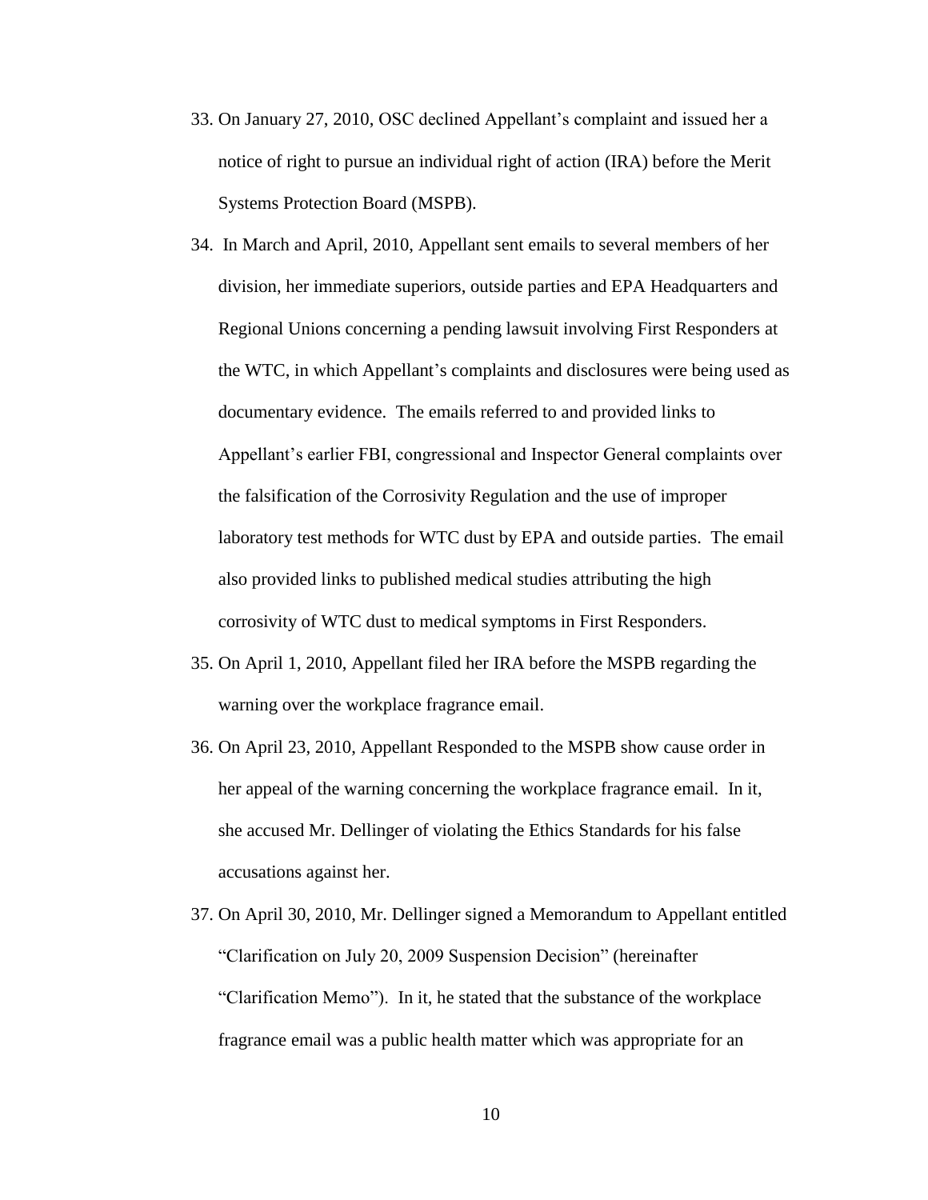33. On January 27, 2010, OSC declined Appellant's complaint and issued her a notice of right to pursue an individual right of action (IRA) before the Merit Systems Protection Board (MSPB).
34. In March and April, 2010, Appellant sent emails to several members of her division, her immediate superiors, outside parties and EPA Headquarters and Regional Unions concerning a pending lawsuit involving First Responders at the WTC, in which Appellant's complaints and disclosures were being used as documentary evidence. The emails referred to and provided links to Appellant's earlier FBI, congressional and Inspector General complaints over the falsification of the Corrosivity Regulation and the use of improper laboratory test methods for WTC dust by EPA and outside parties. The email also provided links to published medical studies attributing the high corrosivity of WTC dust to medical symptoms in First Responders.
35. On April 1, 2010, Appellant filed her IRA before the MSPB regarding the warning over the workplace fragrance email.
36. On April 23, 2010, Appellant Responded to the MSPB show cause order in her appeal of the warning concerning the workplace fragrance email. In it, she accused Mr. Dellinger of violating the Ethics Standards for his false accusations against her.
37. On April 30, 2010, Mr. Dellinger signed a Memorandum to Appellant entitled "Clarification on July 20, 2009 Suspension Decision" (hereinafter "Clarification Memo"). In it, he stated that the substance of the workplace fragrance email was a public health matter which was appropriate for an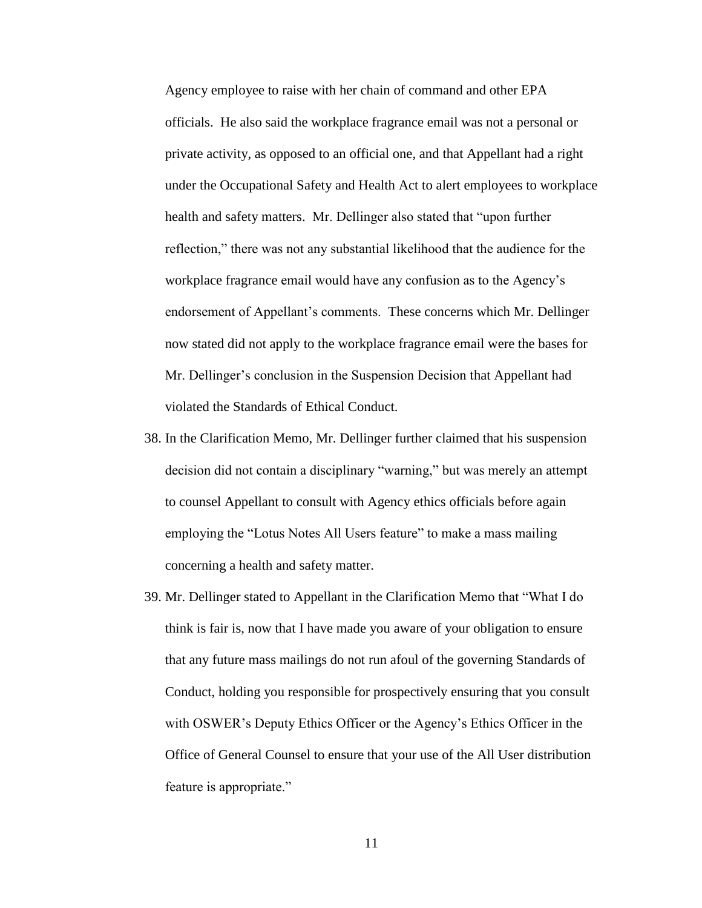Agency employee to raise with her chain of command and other EPA officials. He also said the workplace fragrance email was not a personal or private activity, as opposed to an official one, and that Appellant had a right under the Occupational Safety and Health Act to alert employees to workplace health and safety matters. Mr. Dellinger also stated that "upon further reflection," there was not any substantial likelihood that the audience for the workplace fragrance email would have any confusion as to the Agency's endorsement of Appellant's comments. These concerns which Mr. Dellinger now stated did not apply to the workplace fragrance email were the bases for Mr. Dellinger's conclusion in the Suspension Decision that Appellant had violated the Standards of Ethical Conduct.

38. In the Clarification Memo, Mr. Dellinger further claimed that his suspension decision did not contain a disciplinary "warning," but was merely an attempt to counsel Appellant to consult with Agency ethics officials before again employing the "Lotus Notes All Users feature" to make a mass mailing concerning a health and safety matter.

39. Mr. Dellinger stated to Appellant in the Clarification Memo that "What I do think is fair is, now that I have made you aware of your obligation to ensure that any future mass mailings do not run afoul of the governing Standards of Conduct, holding you responsible for prospectively ensuring that you consult with OSWER's Deputy Ethics Officer or the Agency's Ethics Officer in the Office of General Counsel to ensure that your use of the All User distribution feature is appropriate."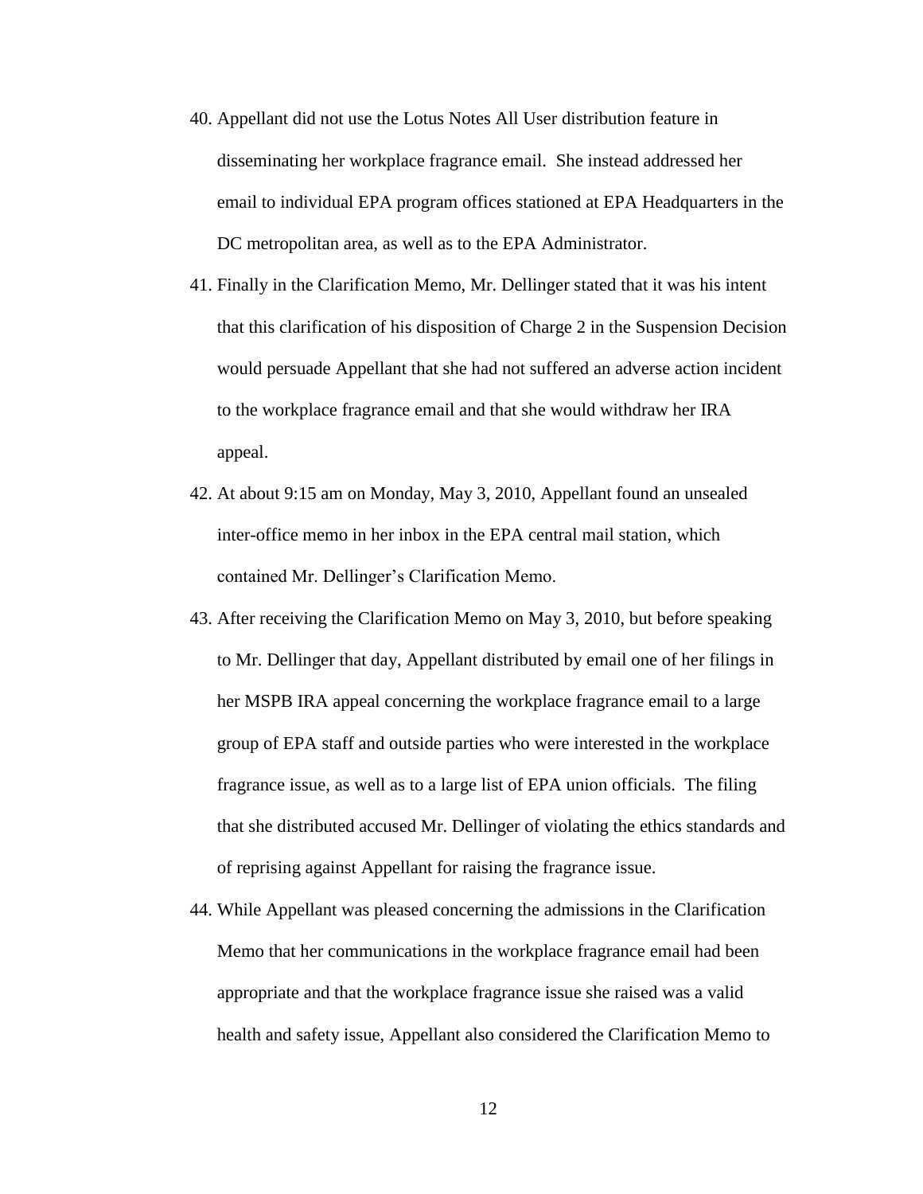40. Appellant did not use the Lotus Notes All User distribution feature in disseminating her workplace fragrance email. She instead addressed her email to individual EPA program offices stationed at EPA Headquarters in the DC metropolitan area, as well as to the EPA Administrator.

41. Finally in the Clarification Memo, Mr. Dellinger stated that it was his intent that this clarification of his disposition of Charge 2 in the Suspension Decision would persuade Appellant that she had not suffered an adverse action incident to the workplace fragrance email and that she would withdraw her IRA appeal.

42. At about 9:15 am on Monday, May 3, 2010, Appellant found an unsealed inter-office memo in her inbox in the EPA central mail station, which contained Mr. Dellinger's Clarification Memo.

43. After receiving the Clarification Memo on May 3, 2010, but before speaking to Mr. Dellinger that day, Appellant distributed by email one of her filings in her MSPB IRA appeal concerning the workplace fragrance email to a large group of EPA staff and outside parties who were interested in the workplace fragrance issue, as well as to a large list of EPA union officials. The filing that she distributed accused Mr. Dellinger of violating the ethics standards and of reprising against Appellant for raising the fragrance issue.

44. While Appellant was pleased concerning the admissions in the Clarification Memo that her communications in the workplace fragrance email had been appropriate and that the workplace fragrance issue she raised was a valid health and safety issue, Appellant also considered the Clarification Memo to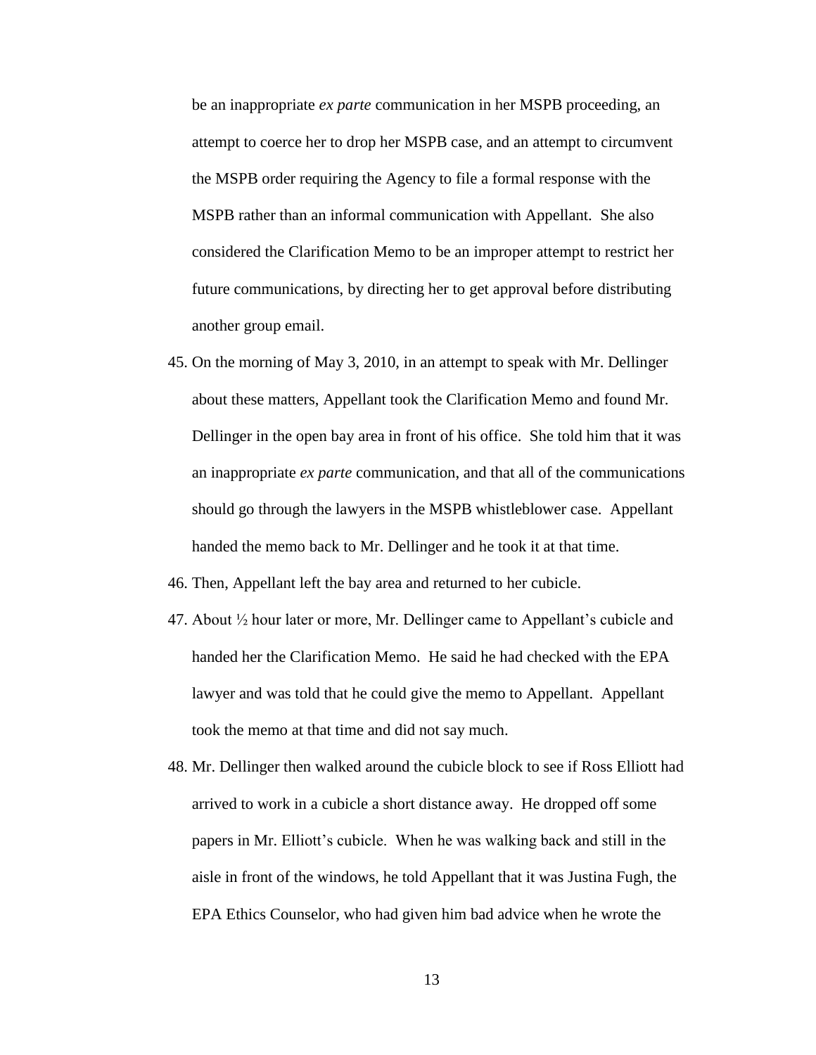be an inappropriate *ex parte* communication in her MSPB proceeding, an attempt to coerce her to drop her MSPB case, and an attempt to circumvent the MSPB order requiring the Agency to file a formal response with the MSPB rather than an informal communication with Appellant. She also considered the Clarification Memo to be an improper attempt to restrict her future communications, by directing her to get approval before distributing another group email.

45. On the morning of May 3, 2010, in an attempt to speak with Mr. Dellinger about these matters, Appellant took the Clarification Memo and found Mr. Dellinger in the open bay area in front of his office. She told him that it was an inappropriate *ex parte* communication, and that all of the communications should go through the lawyers in the MSPB whistleblower case. Appellant handed the memo back to Mr. Dellinger and he took it at that time.
46. Then, Appellant left the bay area and returned to her cubicle.
47. About ½ hour later or more, Mr. Dellinger came to Appellant's cubicle and handed her the Clarification Memo. He said he had checked with the EPA lawyer and was told that he could give the memo to Appellant. Appellant took the memo at that time and did not say much.
48. Mr. Dellinger then walked around the cubicle block to see if Ross Elliott had arrived to work in a cubicle a short distance away. He dropped off some papers in Mr. Elliott's cubicle. When he was walking back and still in the aisle in front of the windows, he told Appellant that it was Justina Fugh, the EPA Ethics Counselor, who had given him bad advice when he wrote the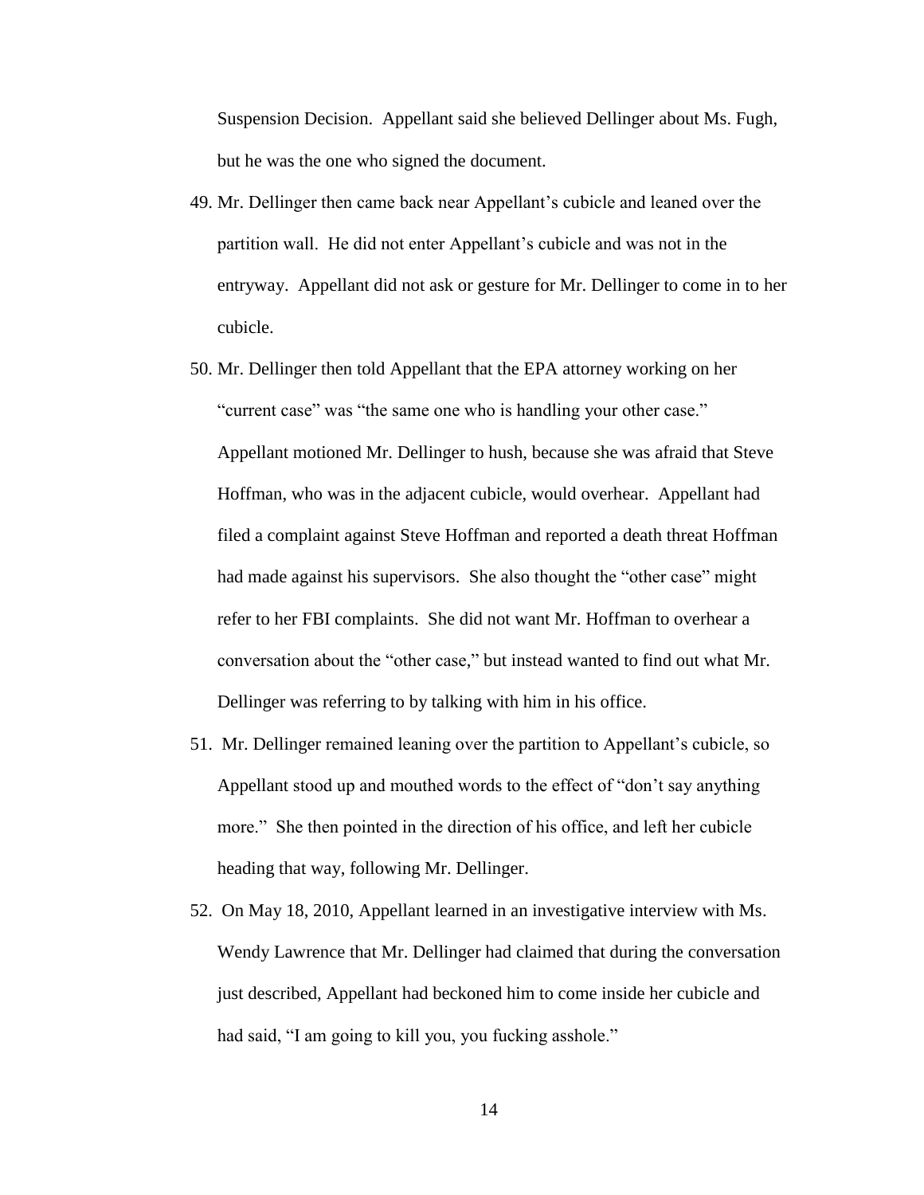Suspension Decision. Appellant said she believed Dellinger about Ms. Fugh, but he was the one who signed the document.

49. Mr. Dellinger then came back near Appellant's cubicle and leaned over the partition wall. He did not enter Appellant's cubicle and was not in the entryway. Appellant did not ask or gesture for Mr. Dellinger to come in to her cubicle.

50. Mr. Dellinger then told Appellant that the EPA attorney working on her "current case" was "the same one who is handling your other case." Appellant motioned Mr. Dellinger to hush, because she was afraid that Steve Hoffman, who was in the adjacent cubicle, would overhear. Appellant had filed a complaint against Steve Hoffman and reported a death threat Hoffman had made against his supervisors. She also thought the "other case" might refer to her FBI complaints. She did not want Mr. Hoffman to overhear a conversation about the "other case," but instead wanted to find out what Mr. Dellinger was referring to by talking with him in his office.

51. Mr. Dellinger remained leaning over the partition to Appellant's cubicle, so Appellant stood up and mouthed words to the effect of "don't say anything more." She then pointed in the direction of his office, and left her cubicle heading that way, following Mr. Dellinger.

52. On May 18, 2010, Appellant learned in an investigative interview with Ms. Wendy Lawrence that Mr. Dellinger had claimed that during the conversation just described, Appellant had beckoned him to come inside her cubicle and had said, "I am going to kill you, you fucking asshole."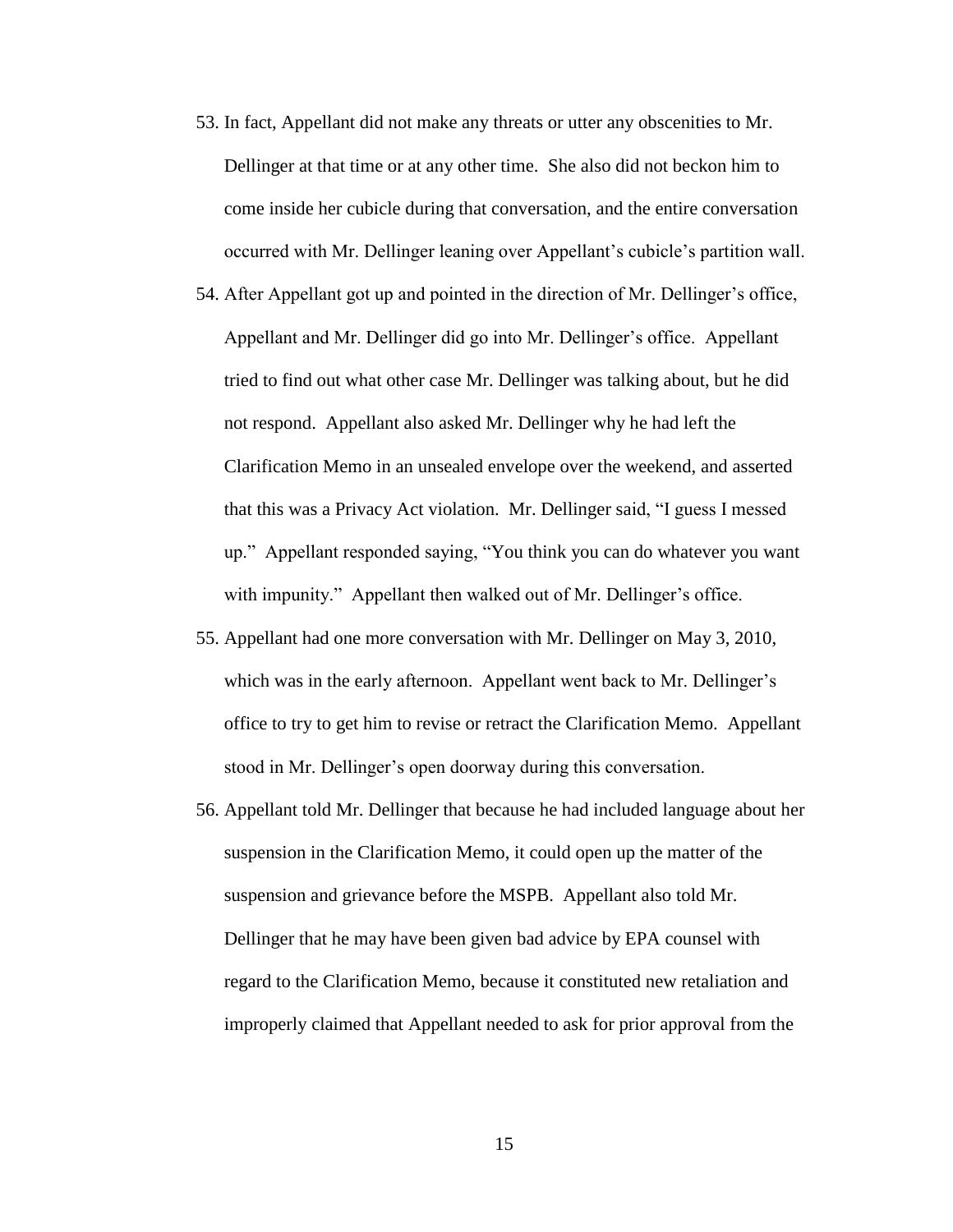53. In fact, Appellant did not make any threats or utter any obscenities to Mr. Dellinger at that time or at any other time. She also did not beckon him to come inside her cubicle during that conversation, and the entire conversation occurred with Mr. Dellinger leaning over Appellant's cubicle's partition wall.

54. After Appellant got up and pointed in the direction of Mr. Dellinger's office, Appellant and Mr. Dellinger did go into Mr. Dellinger's office. Appellant tried to find out what other case Mr. Dellinger was talking about, but he did not respond. Appellant also asked Mr. Dellinger why he had left the Clarification Memo in an unsealed envelope over the weekend, and asserted that this was a Privacy Act violation. Mr. Dellinger said, "I guess I messed up." Appellant responded saying, "You think you can do whatever you want with impunity." Appellant then walked out of Mr. Dellinger's office.

55. Appellant had one more conversation with Mr. Dellinger on May 3, 2010, which was in the early afternoon. Appellant went back to Mr. Dellinger's office to try to get him to revise or retract the Clarification Memo. Appellant stood in Mr. Dellinger's open doorway during this conversation.

56. Appellant told Mr. Dellinger that because he had included language about her suspension in the Clarification Memo, it could open up the matter of the suspension and grievance before the MSPB. Appellant also told Mr. Dellinger that he may have been given bad advice by EPA counsel with regard to the Clarification Memo, because it constituted new retaliation and improperly claimed that Appellant needed to ask for prior approval from the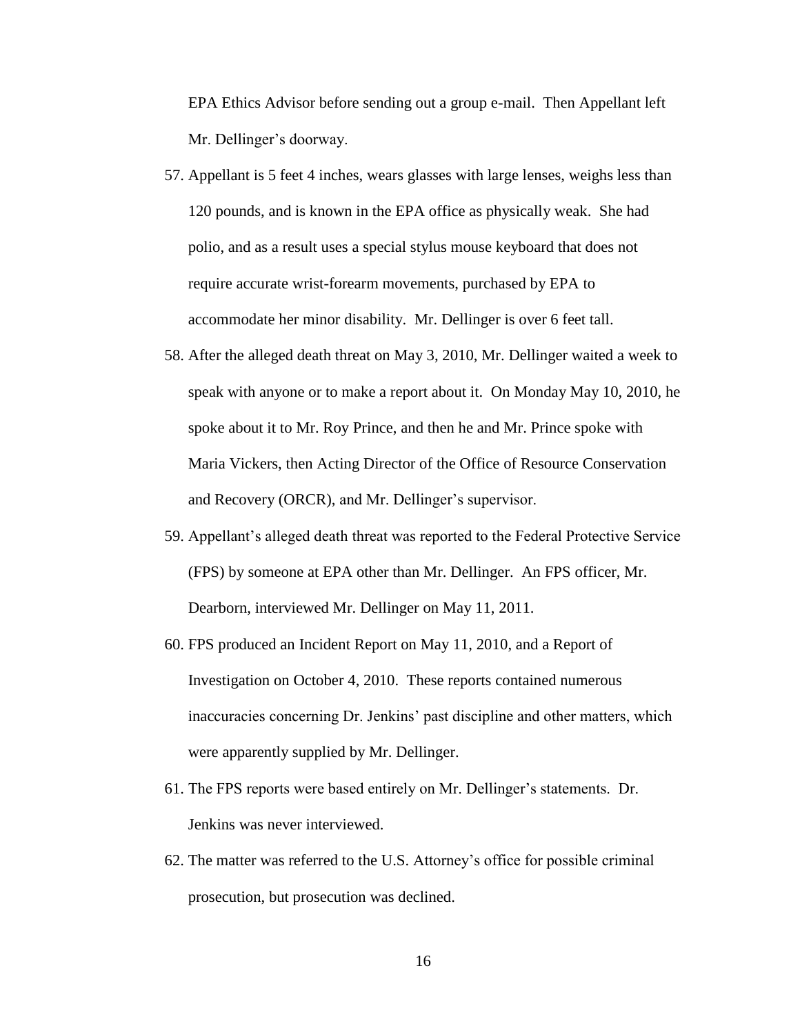EPA Ethics Advisor before sending out a group e-mail. Then Appellant left Mr. Dellinger's doorway.

57. Appellant is 5 feet 4 inches, wears glasses with large lenses, weighs less than 120 pounds, and is known in the EPA office as physically weak. She had polio, and as a result uses a special stylus mouse keyboard that does not require accurate wrist-forearm movements, purchased by EPA to accommodate her minor disability. Mr. Dellinger is over 6 feet tall.
58. After the alleged death threat on May 3, 2010, Mr. Dellinger waited a week to speak with anyone or to make a report about it. On Monday May 10, 2010, he spoke about it to Mr. Roy Prince, and then he and Mr. Prince spoke with Maria Vickers, then Acting Director of the Office of Resource Conservation and Recovery (ORCR), and Mr. Dellinger's supervisor.
59. Appellant's alleged death threat was reported to the Federal Protective Service (FPS) by someone at EPA other than Mr. Dellinger. An FPS officer, Mr. Dearborn, interviewed Mr. Dellinger on May 11, 2011.
60. FPS produced an Incident Report on May 11, 2010, and a Report of Investigation on October 4, 2010. These reports contained numerous inaccuracies concerning Dr. Jenkins' past discipline and other matters, which were apparently supplied by Mr. Dellinger.
61. The FPS reports were based entirely on Mr. Dellinger's statements. Dr. Jenkins was never interviewed.
62. The matter was referred to the U.S. Attorney's office for possible criminal prosecution, but prosecution was declined.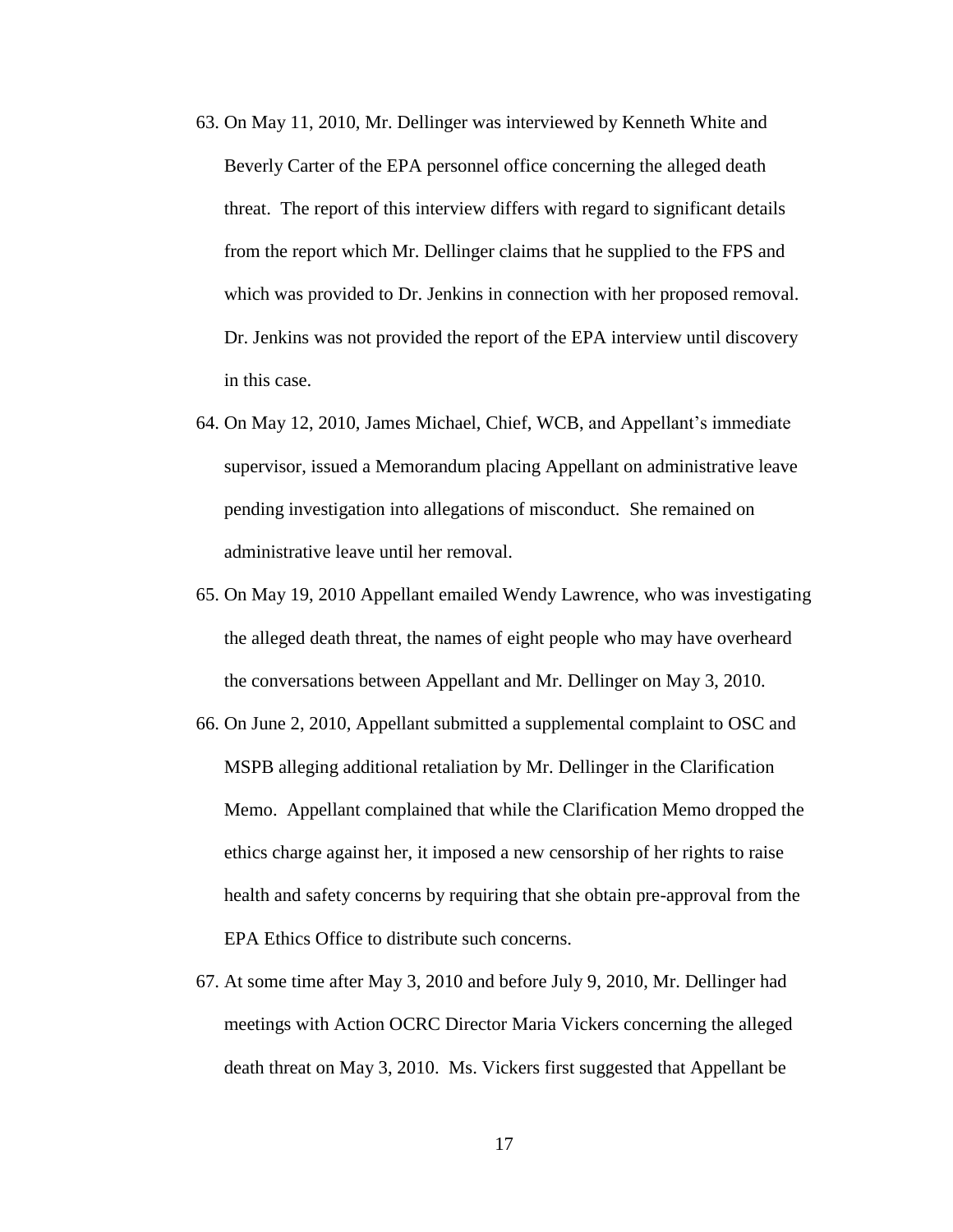63. On May 11, 2010, Mr. Dellinger was interviewed by Kenneth White and Beverly Carter of the EPA personnel office concerning the alleged death threat. The report of this interview differs with regard to significant details from the report which Mr. Dellinger claims that he supplied to the FPS and which was provided to Dr. Jenkins in connection with her proposed removal. Dr. Jenkins was not provided the report of the EPA interview until discovery in this case.

64. On May 12, 2010, James Michael, Chief, WCB, and Appellant's immediate supervisor, issued a Memorandum placing Appellant on administrative leave pending investigation into allegations of misconduct. She remained on administrative leave until her removal.

65. On May 19, 2010 Appellant emailed Wendy Lawrence, who was investigating the alleged death threat, the names of eight people who may have overheard the conversations between Appellant and Mr. Dellinger on May 3, 2010.

66. On June 2, 2010, Appellant submitted a supplemental complaint to OSC and MSPB alleging additional retaliation by Mr. Dellinger in the Clarification Memo. Appellant complained that while the Clarification Memo dropped the ethics charge against her, it imposed a new censorship of her rights to raise health and safety concerns by requiring that she obtain pre-approval from the EPA Ethics Office to distribute such concerns.

67. At some time after May 3, 2010 and before July 9, 2010, Mr. Dellinger had meetings with Action OCRC Director Maria Vickers concerning the alleged death threat on May 3, 2010. Ms. Vickers first suggested that Appellant be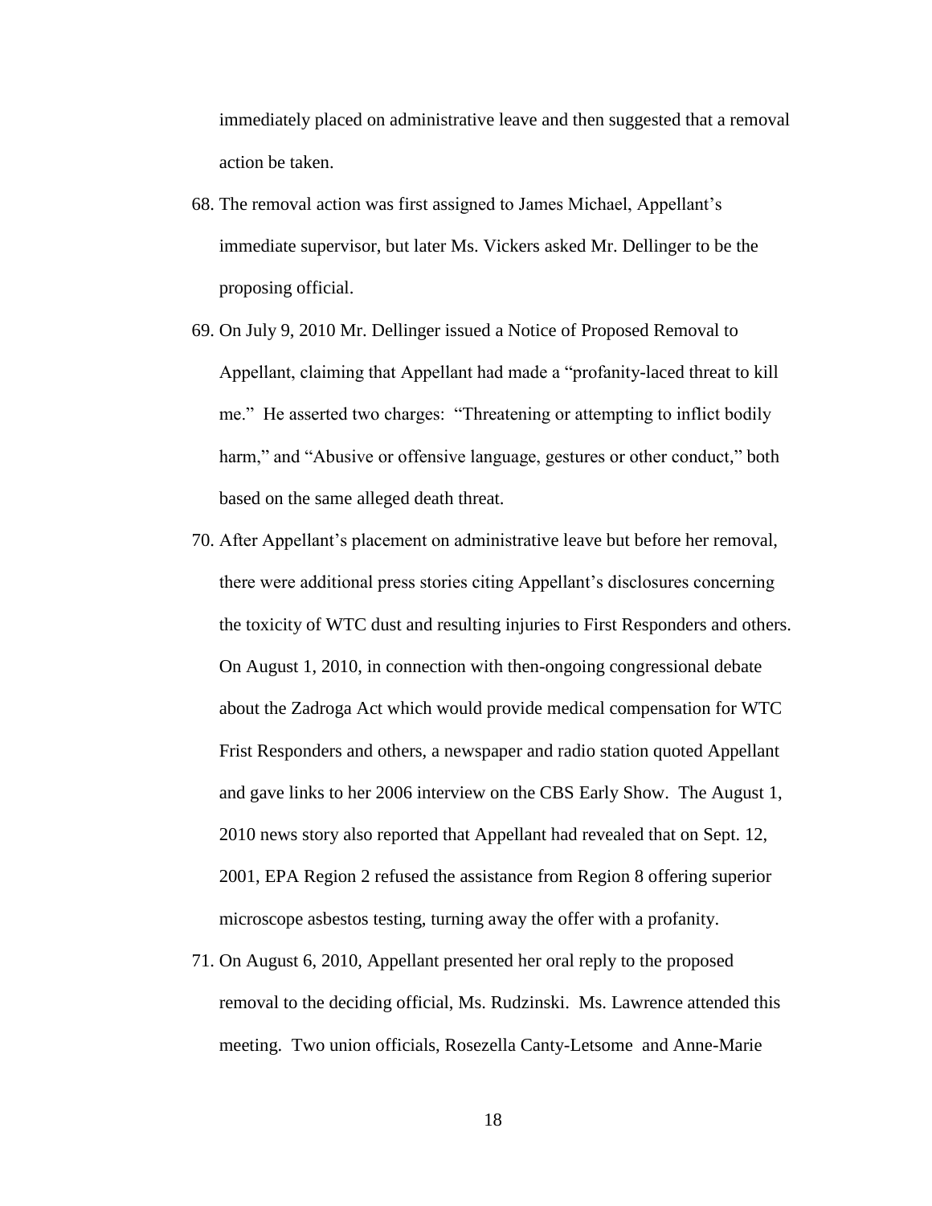immediately placed on administrative leave and then suggested that a removal action be taken.

68. The removal action was first assigned to James Michael, Appellant's immediate supervisor, but later Ms. Vickers asked Mr. Dellinger to be the proposing official.

69. On July 9, 2010 Mr. Dellinger issued a Notice of Proposed Removal to Appellant, claiming that Appellant had made a "profanity-laced threat to kill me." He asserted two charges: "Threatening or attempting to inflict bodily harm," and "Abusive or offensive language, gestures or other conduct," both based on the same alleged death threat.

70. After Appellant's placement on administrative leave but before her removal, there were additional press stories citing Appellant's disclosures concerning the toxicity of WTC dust and resulting injuries to First Responders and others. On August 1, 2010, in connection with then-ongoing congressional debate about the Zadroga Act which would provide medical compensation for WTC Frist Responders and others, a newspaper and radio station quoted Appellant and gave links to her 2006 interview on the CBS Early Show. The August 1, 2010 news story also reported that Appellant had revealed that on Sept. 12, 2001, EPA Region 2 refused the assistance from Region 8 offering superior microscope asbestos testing, turning away the offer with a profanity.

71. On August 6, 2010, Appellant presented her oral reply to the proposed removal to the deciding official, Ms. Rudzinski. Ms. Lawrence attended this meeting. Two union officials, Rosezella Canty-Letsome and Anne-Marie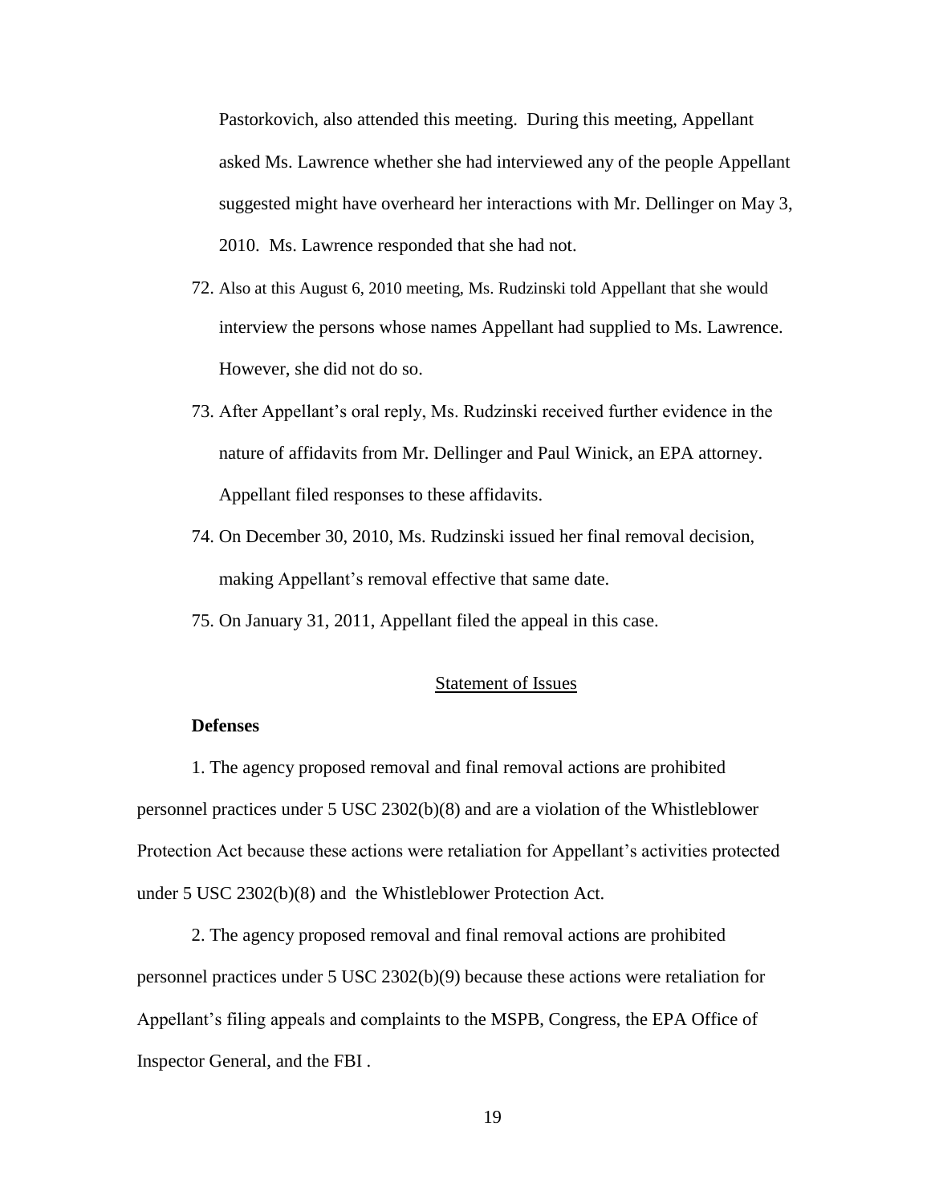Pastorkovich, also attended this meeting. During this meeting, Appellant asked Ms. Lawrence whether she had interviewed any of the people Appellant suggested might have overheard her interactions with Mr. Dellinger on May 3, 2010. Ms. Lawrence responded that she had not.

72. Also at this August 6, 2010 meeting, Ms. Rudzinski told Appellant that she would interview the persons whose names Appellant had supplied to Ms. Lawrence. However, she did not do so.

73. After Appellant's oral reply, Ms. Rudzinski received further evidence in the nature of affidavits from Mr. Dellinger and Paul Winick, an EPA attorney. Appellant filed responses to these affidavits.

74. On December 30, 2010, Ms. Rudzinski issued her final removal decision, making Appellant's removal effective that same date.

75. On January 31, 2011, Appellant filed the appeal in this case.

## Statement of Issues

**Defenses**

1. The agency proposed removal and final removal actions are prohibited personnel practices under 5 USC 2302(b)(8) and are a violation of the Whistleblower Protection Act because these actions were retaliation for Appellant's activities protected under 5 USC 2302(b)(8) and the Whistleblower Protection Act.

2. The agency proposed removal and final removal actions are prohibited personnel practices under 5 USC 2302(b)(9) because these actions were retaliation for Appellant's filing appeals and complaints to the MSPB, Congress, the EPA Office of Inspector General, and the FBI .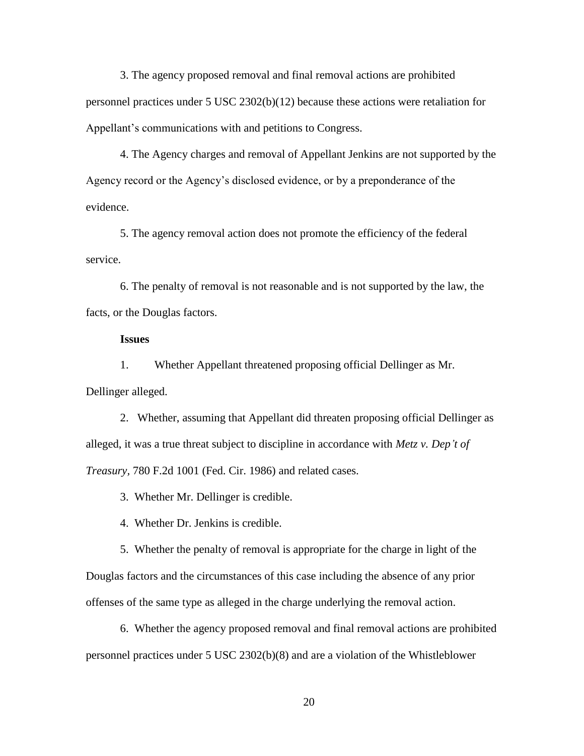3. The agency proposed removal and final removal actions are prohibited personnel practices under 5 USC 2302(b)(12) because these actions were retaliation for Appellant's communications with and petitions to Congress.

4. The Agency charges and removal of Appellant Jenkins are not supported by the Agency record or the Agency's disclosed evidence, or by a preponderance of the evidence.

5. The agency removal action does not promote the efficiency of the federal service.

6. The penalty of removal is not reasonable and is not supported by the law, the facts, or the Douglas factors.

**Issues**

1. Whether Appellant threatened proposing official Dellinger as Mr. Dellinger alleged.

2. Whether, assuming that Appellant did threaten proposing official Dellinger as alleged, it was a true threat subject to discipline in accordance with *Metz v. Dep't of Treasury*, 780 F.2d 1001 (Fed. Cir. 1986) and related cases.

3. Whether Mr. Dellinger is credible.

4. Whether Dr. Jenkins is credible.

5. Whether the penalty of removal is appropriate for the charge in light of the Douglas factors and the circumstances of this case including the absence of any prior offenses of the same type as alleged in the charge underlying the removal action.

6. Whether the agency proposed removal and final removal actions are prohibited personnel practices under 5 USC 2302(b)(8) and are a violation of the Whistleblower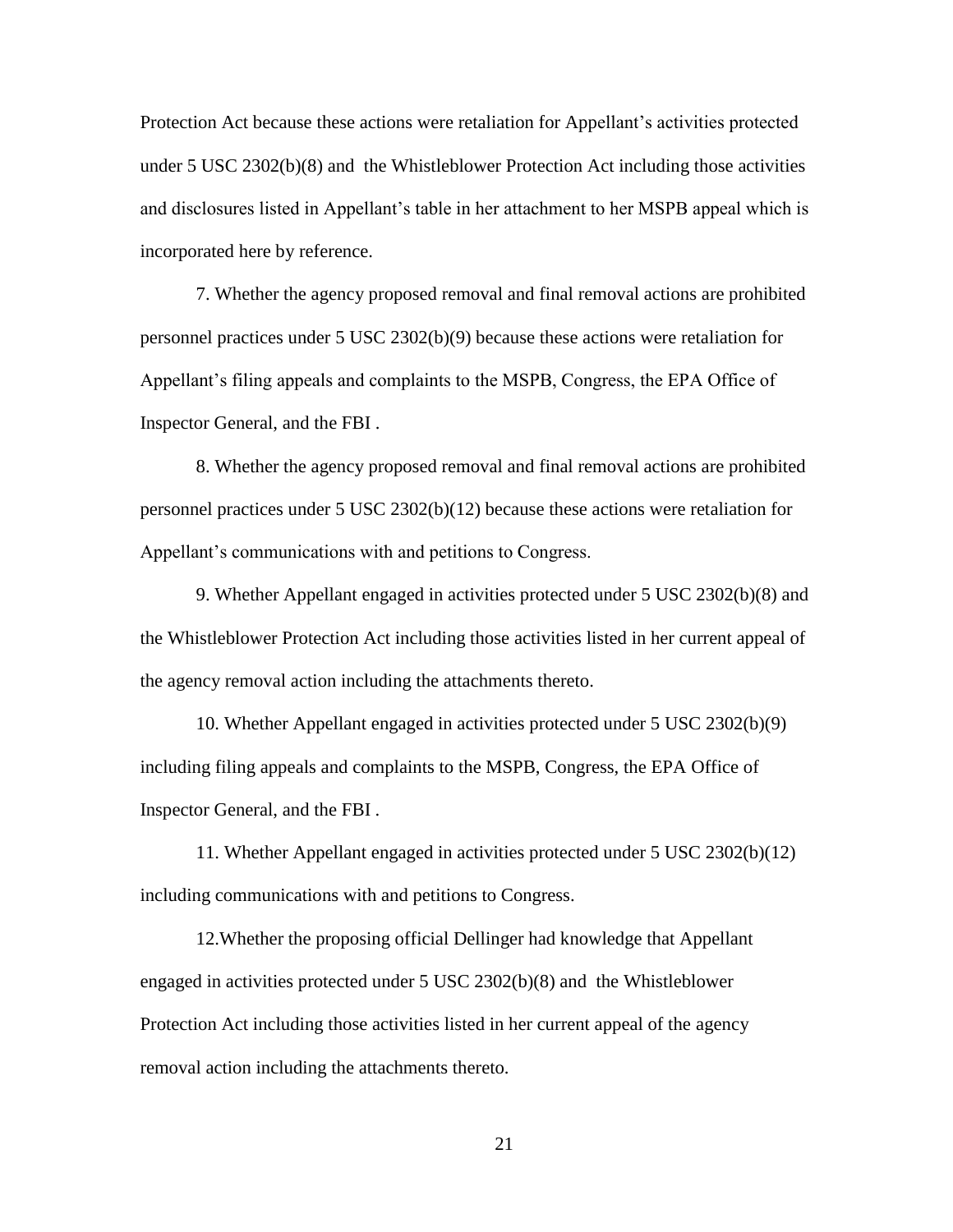Protection Act because these actions were retaliation for Appellant's activities protected under 5 USC 2302(b)(8) and the Whistleblower Protection Act including those activities and disclosures listed in Appellant's table in her attachment to her MSPB appeal which is incorporated here by reference.

7. Whether the agency proposed removal and final removal actions are prohibited personnel practices under 5 USC 2302(b)(9) because these actions were retaliation for Appellant's filing appeals and complaints to the MSPB, Congress, the EPA Office of Inspector General, and the FBI .

8. Whether the agency proposed removal and final removal actions are prohibited personnel practices under 5 USC 2302(b)(12) because these actions were retaliation for Appellant's communications with and petitions to Congress.

9. Whether Appellant engaged in activities protected under 5 USC 2302(b)(8) and the Whistleblower Protection Act including those activities listed in her current appeal of the agency removal action including the attachments thereto.

10. Whether Appellant engaged in activities protected under 5 USC 2302(b)(9) including filing appeals and complaints to the MSPB, Congress, the EPA Office of Inspector General, and the FBI .

11. Whether Appellant engaged in activities protected under 5 USC 2302(b)(12) including communications with and petitions to Congress.

12.Whether the proposing official Dellinger had knowledge that Appellant engaged in activities protected under 5 USC 2302(b)(8) and the Whistleblower Protection Act including those activities listed in her current appeal of the agency removal action including the attachments thereto.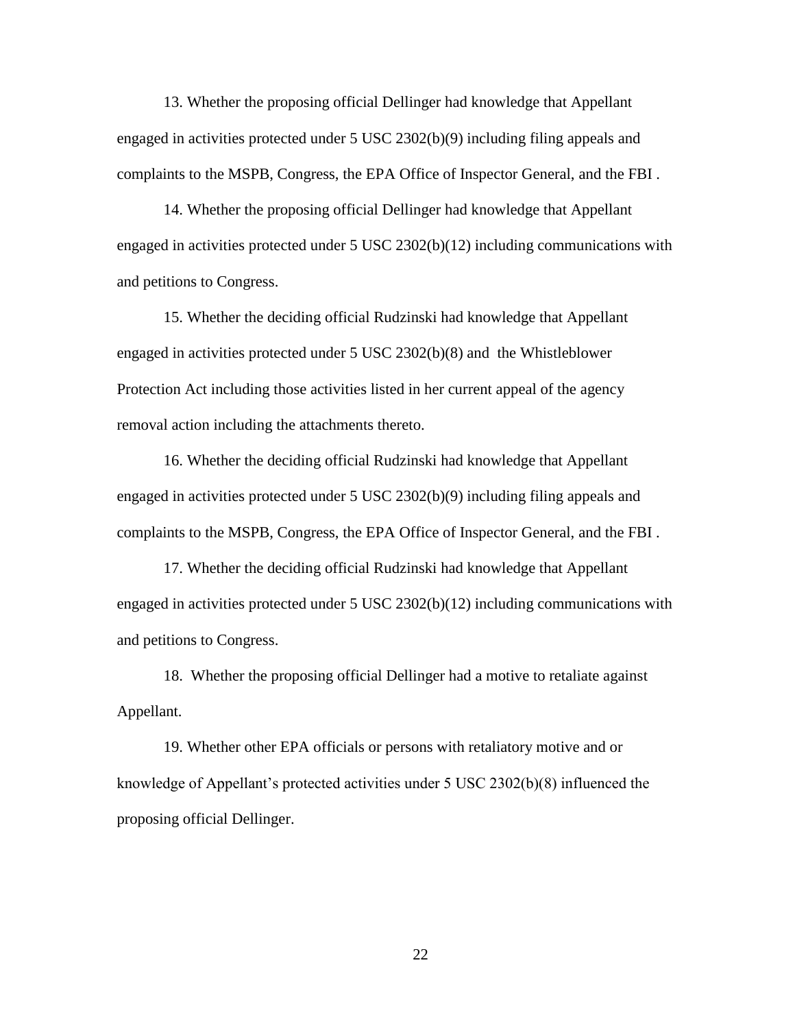13. Whether the proposing official Dellinger had knowledge that Appellant engaged in activities protected under 5 USC 2302(b)(9) including filing appeals and complaints to the MSPB, Congress, the EPA Office of Inspector General, and the FBI .

14. Whether the proposing official Dellinger had knowledge that Appellant engaged in activities protected under 5 USC 2302(b)(12) including communications with and petitions to Congress.

15. Whether the deciding official Rudzinski had knowledge that Appellant engaged in activities protected under 5 USC 2302(b)(8) and the Whistleblower Protection Act including those activities listed in her current appeal of the agency removal action including the attachments thereto.

16. Whether the deciding official Rudzinski had knowledge that Appellant engaged in activities protected under 5 USC 2302(b)(9) including filing appeals and complaints to the MSPB, Congress, the EPA Office of Inspector General, and the FBI .

17. Whether the deciding official Rudzinski had knowledge that Appellant engaged in activities protected under 5 USC 2302(b)(12) including communications with and petitions to Congress.

18. Whether the proposing official Dellinger had a motive to retaliate against Appellant.

19. Whether other EPA officials or persons with retaliatory motive and or knowledge of Appellant's protected activities under 5 USC 2302(b)(8) influenced the proposing official Dellinger.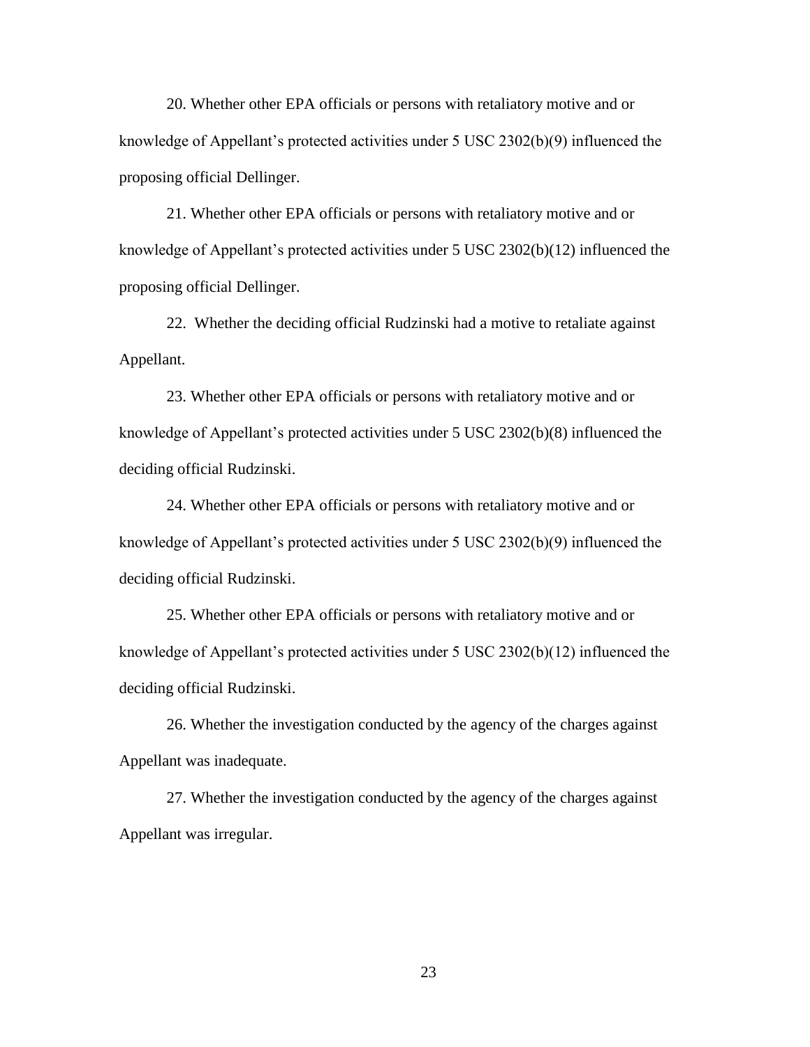20. Whether other EPA officials or persons with retaliatory motive and or knowledge of Appellant's protected activities under 5 USC 2302(b)(9) influenced the proposing official Dellinger.

21. Whether other EPA officials or persons with retaliatory motive and or knowledge of Appellant's protected activities under 5 USC 2302(b)(12) influenced the proposing official Dellinger.

22. Whether the deciding official Rudzinski had a motive to retaliate against Appellant.

23. Whether other EPA officials or persons with retaliatory motive and or knowledge of Appellant's protected activities under 5 USC 2302(b)(8) influenced the deciding official Rudzinski.

24. Whether other EPA officials or persons with retaliatory motive and or knowledge of Appellant's protected activities under 5 USC 2302(b)(9) influenced the deciding official Rudzinski.

25. Whether other EPA officials or persons with retaliatory motive and or knowledge of Appellant's protected activities under 5 USC 2302(b)(12) influenced the deciding official Rudzinski.

26. Whether the investigation conducted by the agency of the charges against Appellant was inadequate.

27. Whether the investigation conducted by the agency of the charges against Appellant was irregular.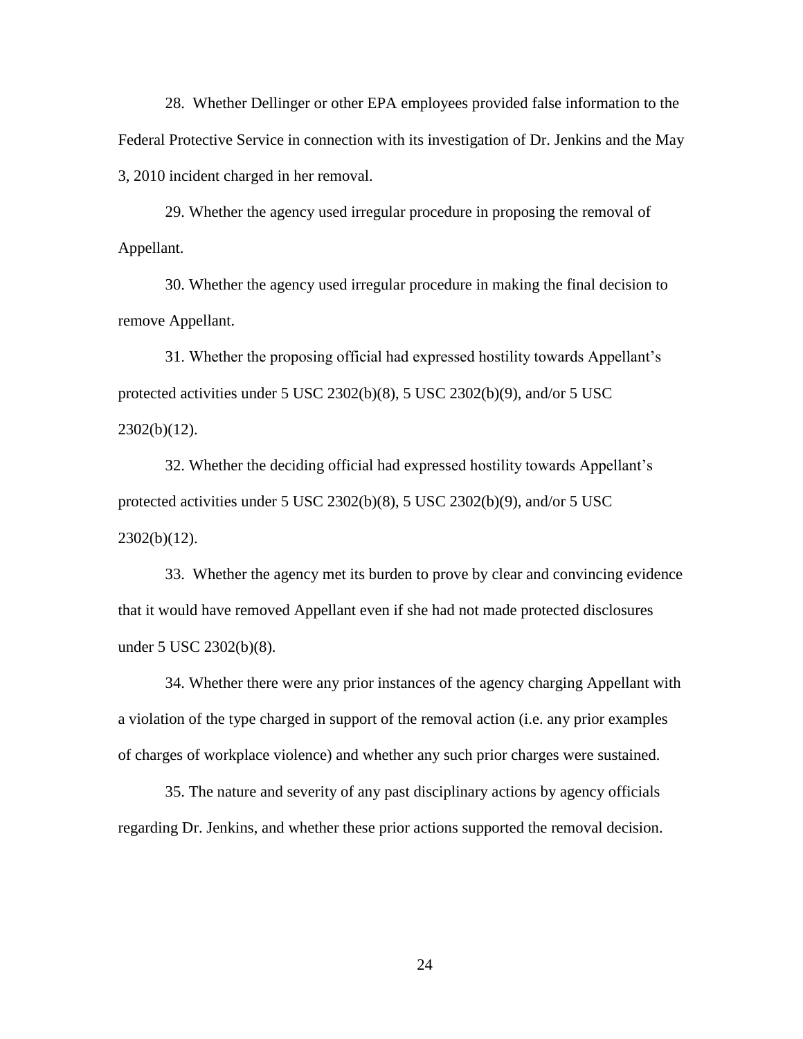28. Whether Dellinger or other EPA employees provided false information to the Federal Protective Service in connection with its investigation of Dr. Jenkins and the May 3, 2010 incident charged in her removal.

29. Whether the agency used irregular procedure in proposing the removal of Appellant.

30. Whether the agency used irregular procedure in making the final decision to remove Appellant.

31. Whether the proposing official had expressed hostility towards Appellant's protected activities under 5 USC 2302(b)(8), 5 USC 2302(b)(9), and/or 5 USC 2302(b)(12).

32. Whether the deciding official had expressed hostility towards Appellant's protected activities under 5 USC 2302(b)(8), 5 USC 2302(b)(9), and/or 5 USC 2302(b)(12).

33. Whether the agency met its burden to prove by clear and convincing evidence that it would have removed Appellant even if she had not made protected disclosures under 5 USC 2302(b)(8).

34. Whether there were any prior instances of the agency charging Appellant with a violation of the type charged in support of the removal action (i.e. any prior examples of charges of workplace violence) and whether any such prior charges were sustained.

35. The nature and severity of any past disciplinary actions by agency officials regarding Dr. Jenkins, and whether these prior actions supported the removal decision.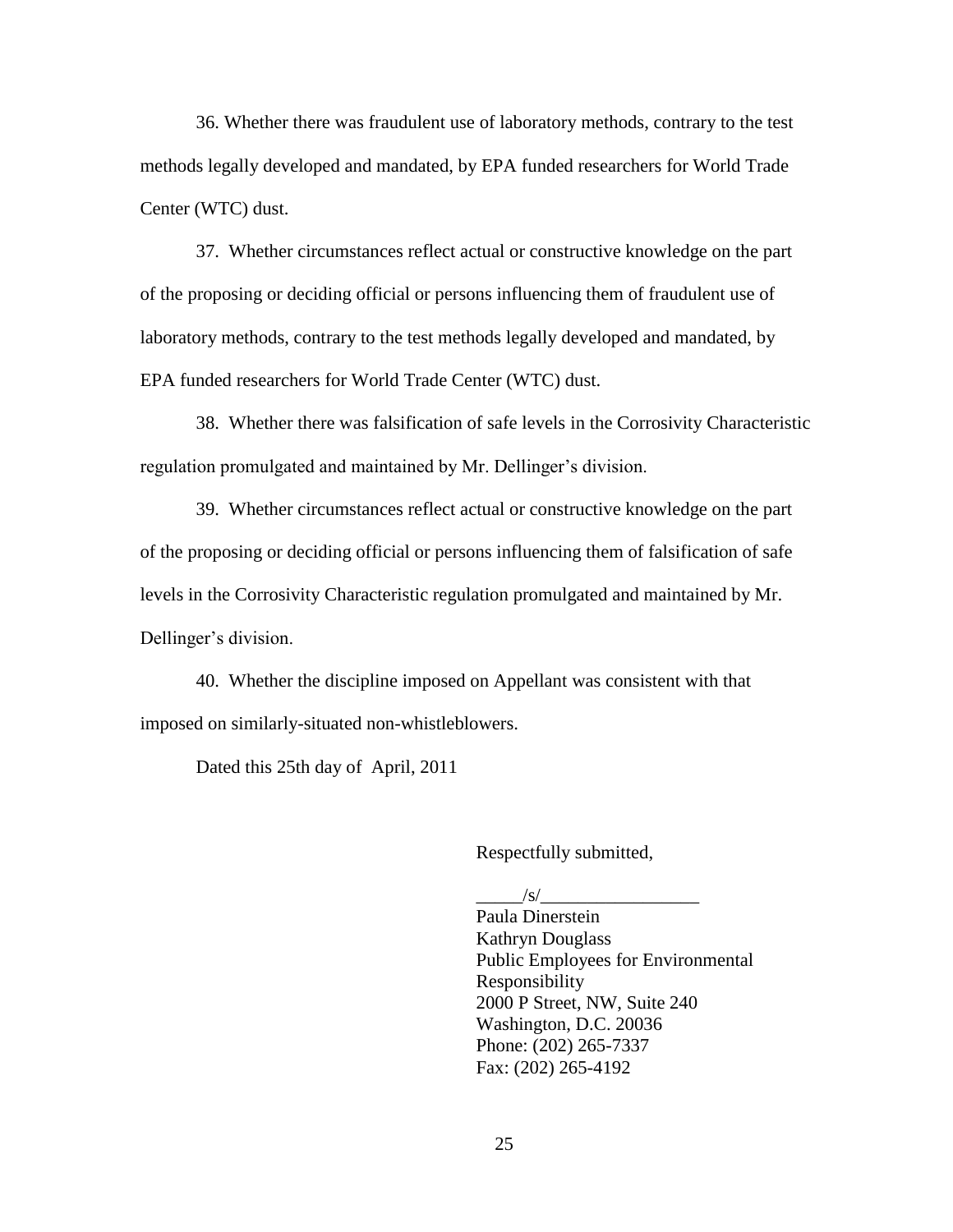36. Whether there was fraudulent use of laboratory methods, contrary to the test methods legally developed and mandated, by EPA funded researchers for World Trade Center (WTC) dust.

37. Whether circumstances reflect actual or constructive knowledge on the part of the proposing or deciding official or persons influencing them of fraudulent use of laboratory methods, contrary to the test methods legally developed and mandated, by EPA funded researchers for World Trade Center (WTC) dust.

38. Whether there was falsification of safe levels in the Corrosivity Characteristic regulation promulgated and maintained by Mr. Dellinger's division.

39. Whether circumstances reflect actual or constructive knowledge on the part of the proposing or deciding official or persons influencing them of falsification of safe levels in the Corrosivity Characteristic regulation promulgated and maintained by Mr. Dellinger's division.

40. Whether the discipline imposed on Appellant was consistent with that imposed on similarly-situated non-whistleblowers.

Dated this 25th day of April, 2011

Respectfully submitted,

_____/s/_________________
Paula Dinerstein
Kathryn Douglass
Public Employees for Environmental Responsibility
2000 P Street, NW, Suite 240
Washington, D.C. 20036
Phone: (202) 265-7337
Fax: (202) 265-4192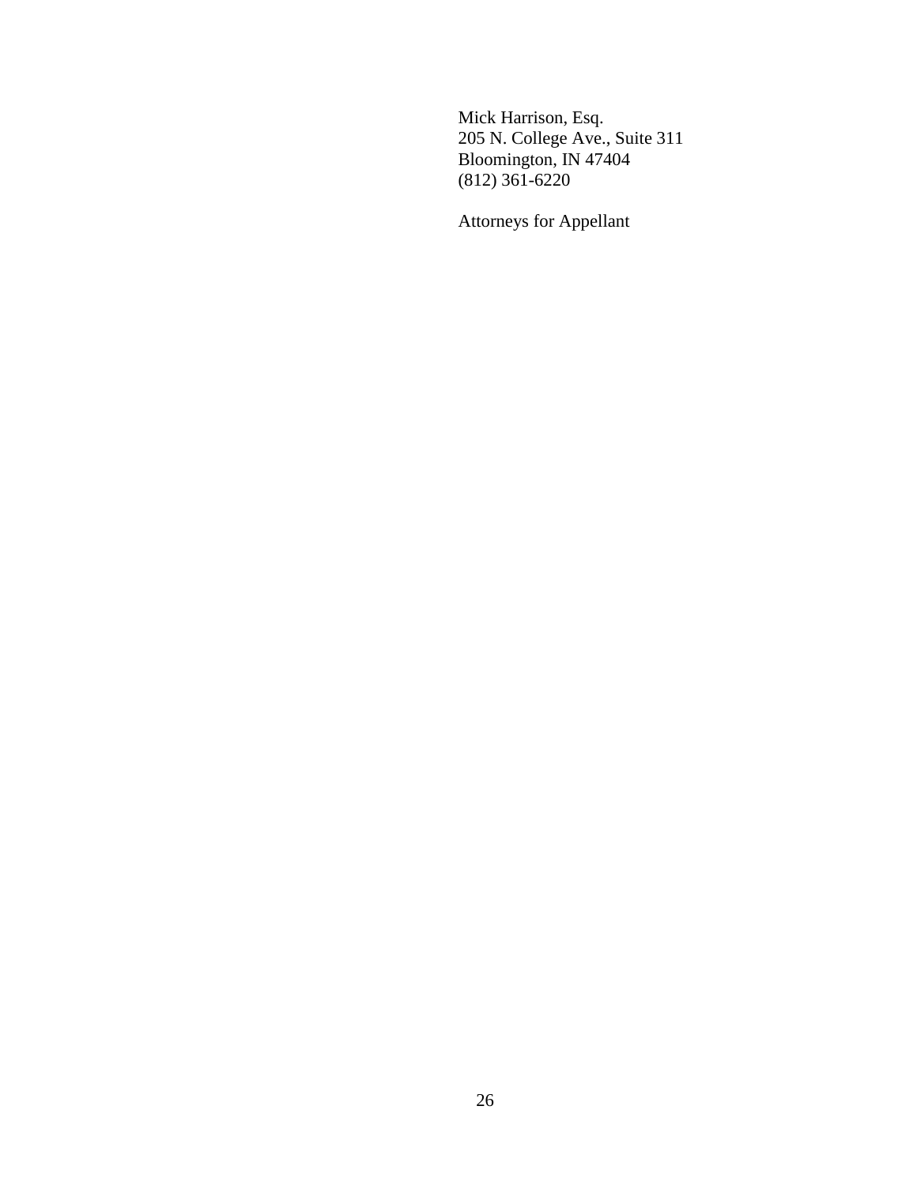Mick Harrison, Esq.
205 N. College Ave., Suite 311
Bloomington, IN 47404
(812) 361-6220

Attorneys for Appellant